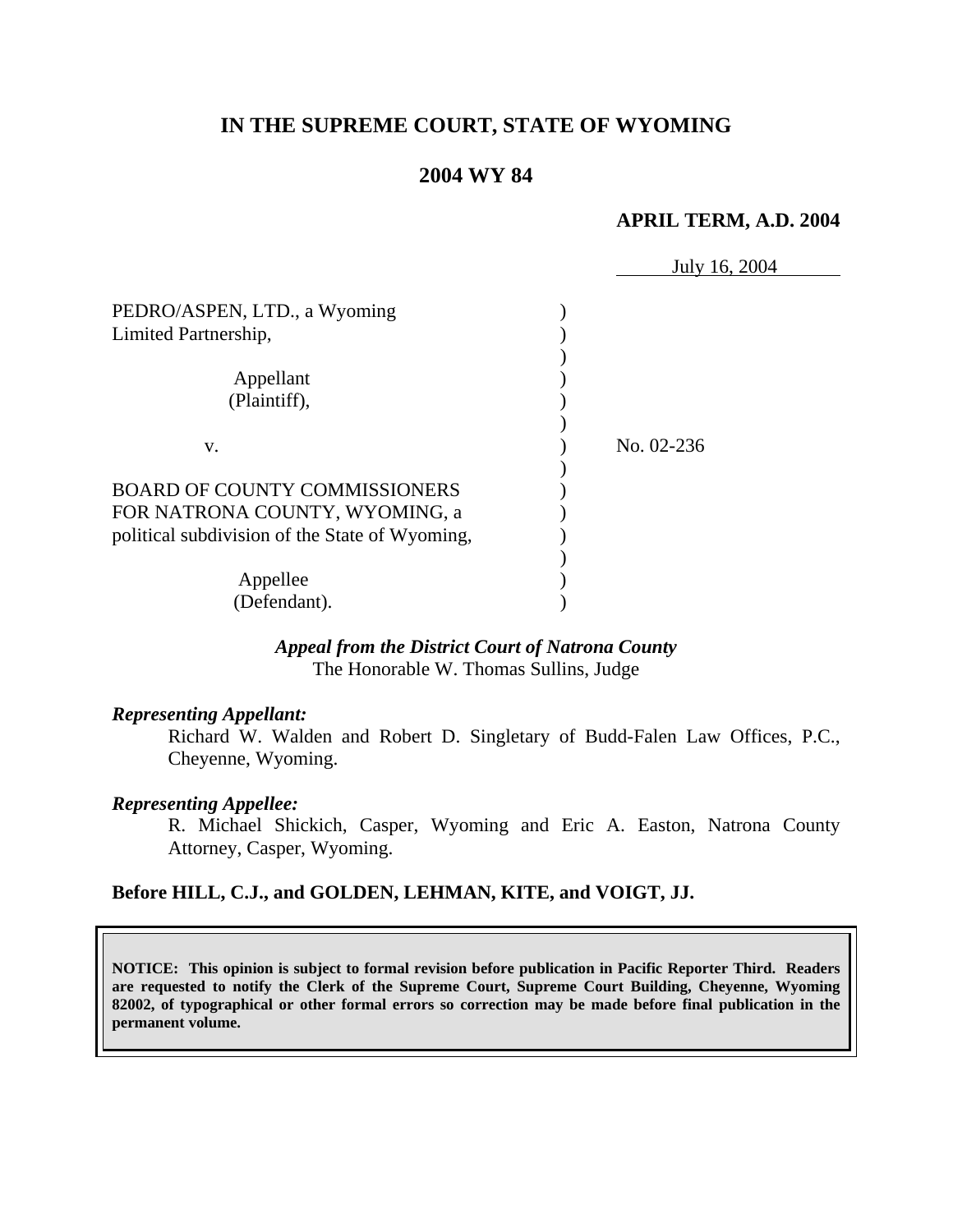# IN THE SUPREME COURT, STATE OF WYOMING

## 2004 WY 84

**APRIL TERM, A.D. 2004**

July 16, 2004

PEDRO/ASPEN, LTD., a Wyoming Limited Partnership,

Appellant (Plaintiff),

v.

BOARD OF COUNTY COMMISSIONERS FOR NATRONA COUNTY, WYOMING, a political subdivision of the State of Wyoming,

Appellee (Defendant).

No. 02-236

***Appeal from the District Court of Natrona County***
The Honorable W. Thomas Sullins, Judge

***Representing Appellant:***

Richard W. Walden and Robert D. Singletary of Budd-Falen Law Offices, P.C., Cheyenne, Wyoming.

***Representing Appellee:***

R. Michael Shickich, Casper, Wyoming and Eric A. Easton, Natrona County Attorney, Casper, Wyoming.

**Before HILL, C.J., and GOLDEN, LEHMAN, KITE, and VOIGT, JJ.**

**NOTICE: This opinion is subject to formal revision before publication in Pacific Reporter Third. Readers are requested to notify the Clerk of the Supreme Court, Supreme Court Building, Cheyenne, Wyoming 82002, of typographical or other formal errors so correction may be made before final publication in the permanent volume.**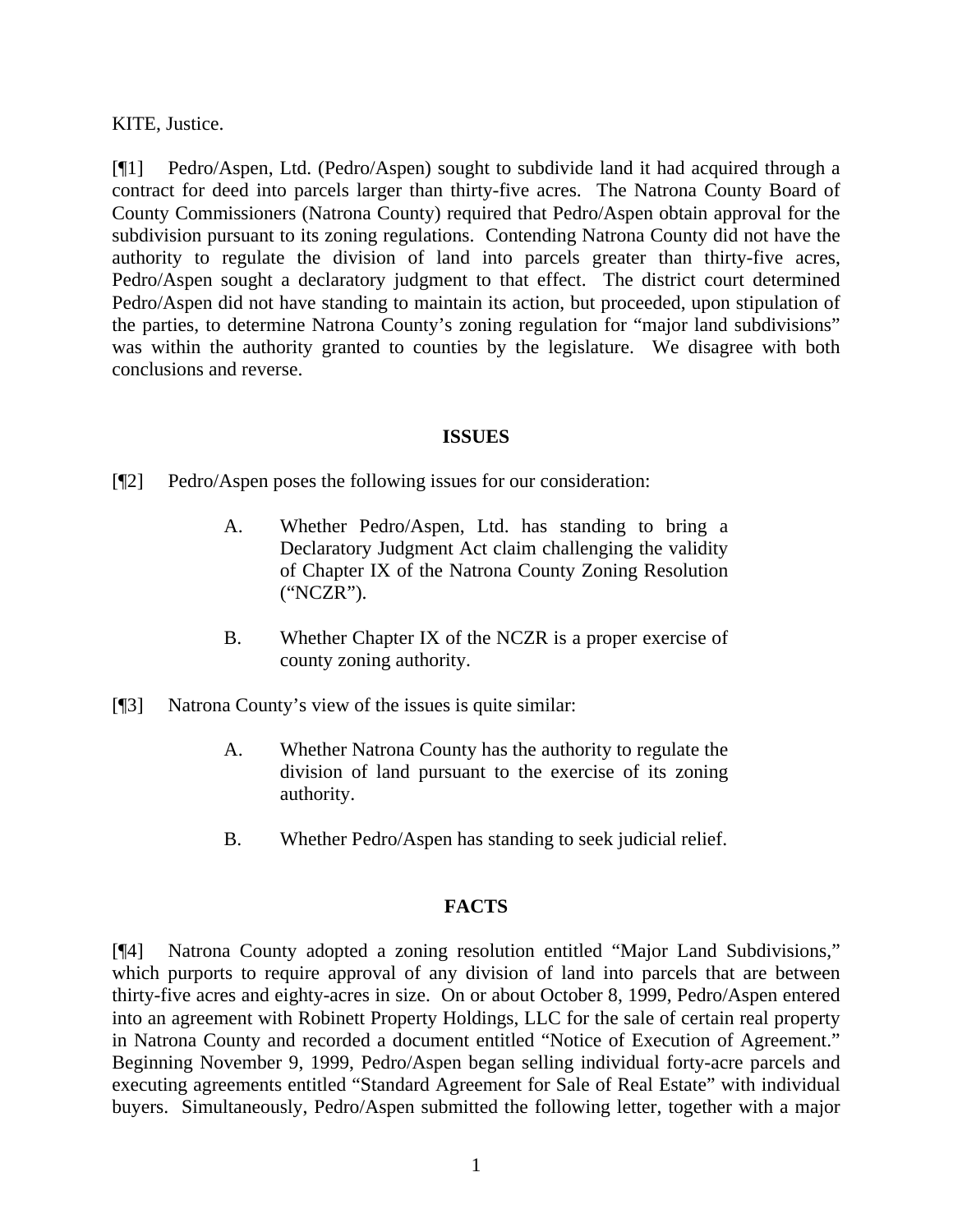KITE, Justice.

[¶1] Pedro/Aspen, Ltd. (Pedro/Aspen) sought to subdivide land it had acquired through a contract for deed into parcels larger than thirty-five acres. The Natrona County Board of County Commissioners (Natrona County) required that Pedro/Aspen obtain approval for the subdivision pursuant to its zoning regulations. Contending Natrona County did not have the authority to regulate the division of land into parcels greater than thirty-five acres, Pedro/Aspen sought a declaratory judgment to that effect. The district court determined Pedro/Aspen did not have standing to maintain its action, but proceeded, upon stipulation of the parties, to determine Natrona County's zoning regulation for "major land subdivisions" was within the authority granted to counties by the legislature. We disagree with both conclusions and reverse.

## ISSUES

[¶2] Pedro/Aspen poses the following issues for our consideration:

> A. Whether Pedro/Aspen, Ltd. has standing to bring a Declaratory Judgment Act claim challenging the validity of Chapter IX of the Natrona County Zoning Resolution ("NCZR").
>
> B. Whether Chapter IX of the NCZR is a proper exercise of county zoning authority.

[¶3] Natrona County's view of the issues is quite similar:

> A. Whether Natrona County has the authority to regulate the division of land pursuant to the exercise of its zoning authority.
>
> B. Whether Pedro/Aspen has standing to seek judicial relief.

## FACTS

[¶4] Natrona County adopted a zoning resolution entitled "Major Land Subdivisions," which purports to require approval of any division of land into parcels that are between thirty-five acres and eighty-acres in size. On or about October 8, 1999, Pedro/Aspen entered into an agreement with Robinett Property Holdings, LLC for the sale of certain real property in Natrona County and recorded a document entitled "Notice of Execution of Agreement." Beginning November 9, 1999, Pedro/Aspen began selling individual forty-acre parcels and executing agreements entitled "Standard Agreement for Sale of Real Estate" with individual buyers. Simultaneously, Pedro/Aspen submitted the following letter, together with a major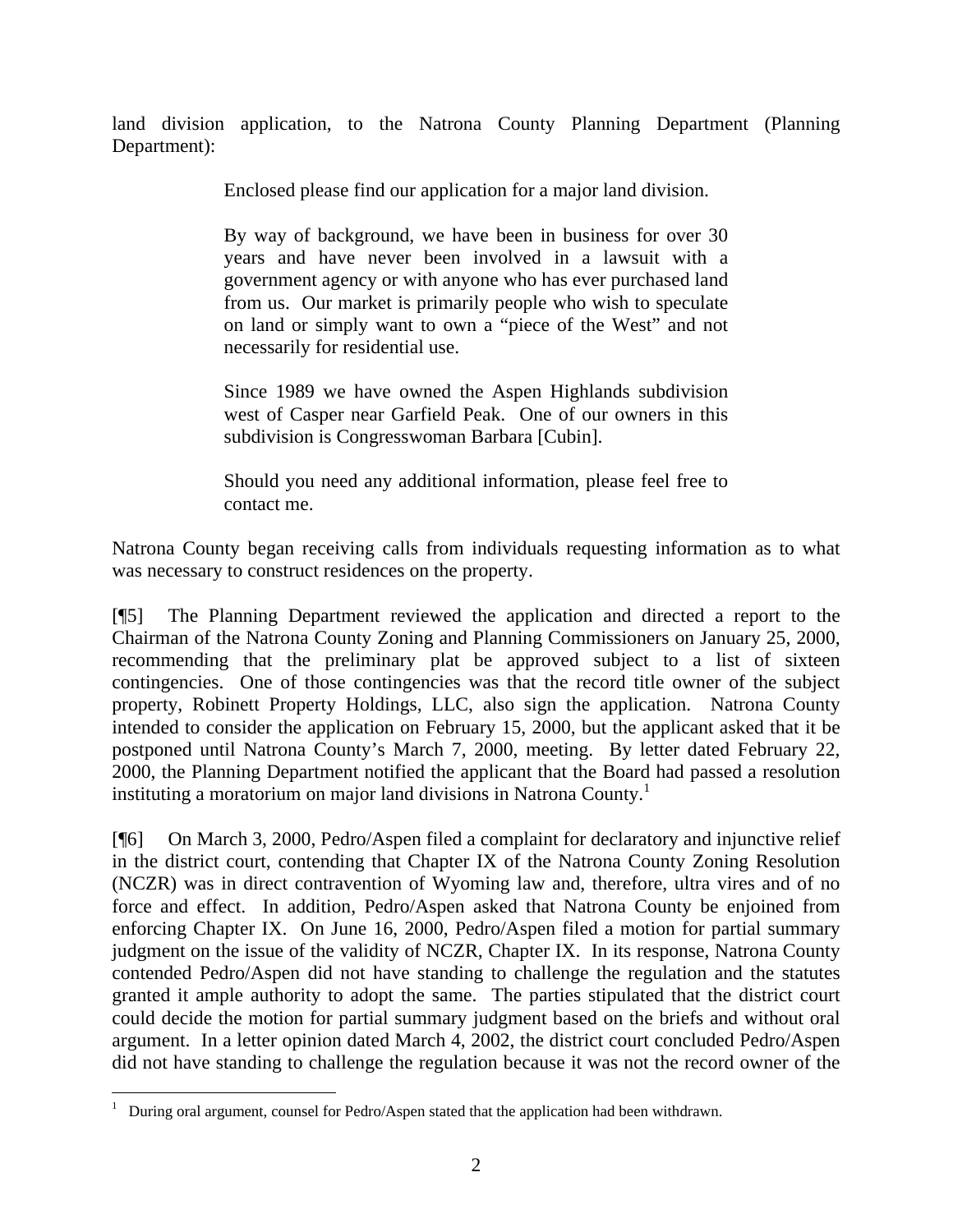land division application, to the Natrona County Planning Department (Planning Department):

> Enclosed please find our application for a major land division.
>
> By way of background, we have been in business for over 30 years and have never been involved in a lawsuit with a government agency or with anyone who has ever purchased land from us. Our market is primarily people who wish to speculate on land or simply want to own a "piece of the West" and not necessarily for residential use.
>
> Since 1989 we have owned the Aspen Highlands subdivision west of Casper near Garfield Peak. One of our owners in this subdivision is Congresswoman Barbara [Cubin].
>
> Should you need any additional information, please feel free to contact me.

Natrona County began receiving calls from individuals requesting information as to what was necessary to construct residences on the property.

[¶5] The Planning Department reviewed the application and directed a report to the Chairman of the Natrona County Zoning and Planning Commissioners on January 25, 2000, recommending that the preliminary plat be approved subject to a list of sixteen contingencies. One of those contingencies was that the record title owner of the subject property, Robinett Property Holdings, LLC, also sign the application. Natrona County intended to consider the application on February 15, 2000, but the applicant asked that it be postponed until Natrona County's March 7, 2000, meeting. By letter dated February 22, 2000, the Planning Department notified the applicant that the Board had passed a resolution instituting a moratorium on major land divisions in Natrona County.[1]

[¶6] On March 3, 2000, Pedro/Aspen filed a complaint for declaratory and injunctive relief in the district court, contending that Chapter IX of the Natrona County Zoning Resolution (NCZR) was in direct contravention of Wyoming law and, therefore, ultra vires and of no force and effect. In addition, Pedro/Aspen asked that Natrona County be enjoined from enforcing Chapter IX. On June 16, 2000, Pedro/Aspen filed a motion for partial summary judgment on the issue of the validity of NCZR, Chapter IX. In its response, Natrona County contended Pedro/Aspen did not have standing to challenge the regulation and the statutes granted it ample authority to adopt the same. The parties stipulated that the district court could decide the motion for partial summary judgment based on the briefs and without oral argument. In a letter opinion dated March 4, 2002, the district court concluded Pedro/Aspen did not have standing to challenge the regulation because it was not the record owner of the

---

[1] During oral argument, counsel for Pedro/Aspen stated that the application had been withdrawn.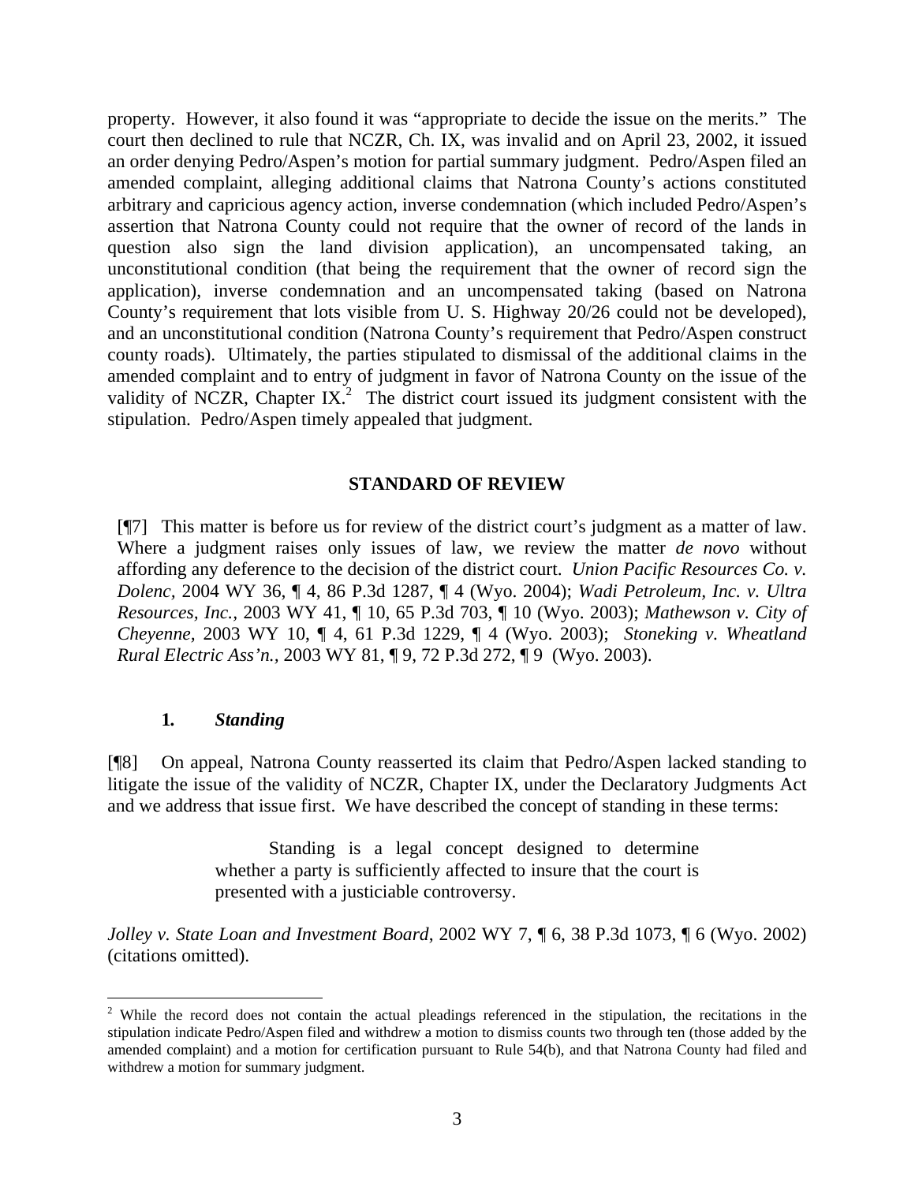property. However, it also found it was "appropriate to decide the issue on the merits." The court then declined to rule that NCZR, Ch. IX, was invalid and on April 23, 2002, it issued an order denying Pedro/Aspen's motion for partial summary judgment. Pedro/Aspen filed an amended complaint, alleging additional claims that Natrona County's actions constituted arbitrary and capricious agency action, inverse condemnation (which included Pedro/Aspen's assertion that Natrona County could not require that the owner of record of the lands in question also sign the land division application), an uncompensated taking, an unconstitutional condition (that being the requirement that the owner of record sign the application), inverse condemnation and an uncompensated taking (based on Natrona County's requirement that lots visible from U. S. Highway 20/26 could not be developed), and an unconstitutional condition (Natrona County's requirement that Pedro/Aspen construct county roads). Ultimately, the parties stipulated to dismissal of the additional claims in the amended complaint and to entry of judgment in favor of Natrona County on the issue of the validity of NCZR, Chapter IX.[2] The district court issued its judgment consistent with the stipulation. Pedro/Aspen timely appealed that judgment.

## STANDARD OF REVIEW

[¶7] This matter is before us for review of the district court's judgment as a matter of law. Where a judgment raises only issues of law, we review the matter *de novo* without affording any deference to the decision of the district court. *Union Pacific Resources Co. v. Dolenc*, 2004 WY 36, ¶ 4, 86 P.3d 1287, ¶ 4 (Wyo. 2004); *Wadi Petroleum, Inc. v. Ultra Resources, Inc.*, 2003 WY 41, ¶ 10, 65 P.3d 703, ¶ 10 (Wyo. 2003); *Mathewson v. City of Cheyenne*, 2003 WY 10, ¶ 4, 61 P.3d 1229, ¶ 4 (Wyo. 2003); *Stoneking v. Wheatland Rural Electric Ass'n.*, 2003 WY 81, ¶ 9, 72 P.3d 272, ¶ 9 (Wyo. 2003).

### 1. *Standing*

[¶8] On appeal, Natrona County reasserted its claim that Pedro/Aspen lacked standing to litigate the issue of the validity of NCZR, Chapter IX, under the Declaratory Judgments Act and we address that issue first. We have described the concept of standing in these terms:

> Standing is a legal concept designed to determine whether a party is sufficiently affected to insure that the court is presented with a justiciable controversy.

*Jolley v. State Loan and Investment Board*, 2002 WY 7, ¶ 6, 38 P.3d 1073, ¶ 6 (Wyo. 2002) (citations omitted).

---

[2] While the record does not contain the actual pleadings referenced in the stipulation, the recitations in the stipulation indicate Pedro/Aspen filed and withdrew a motion to dismiss counts two through ten (those added by the amended complaint) and a motion for certification pursuant to Rule 54(b), and that Natrona County had filed and withdrew a motion for summary judgment.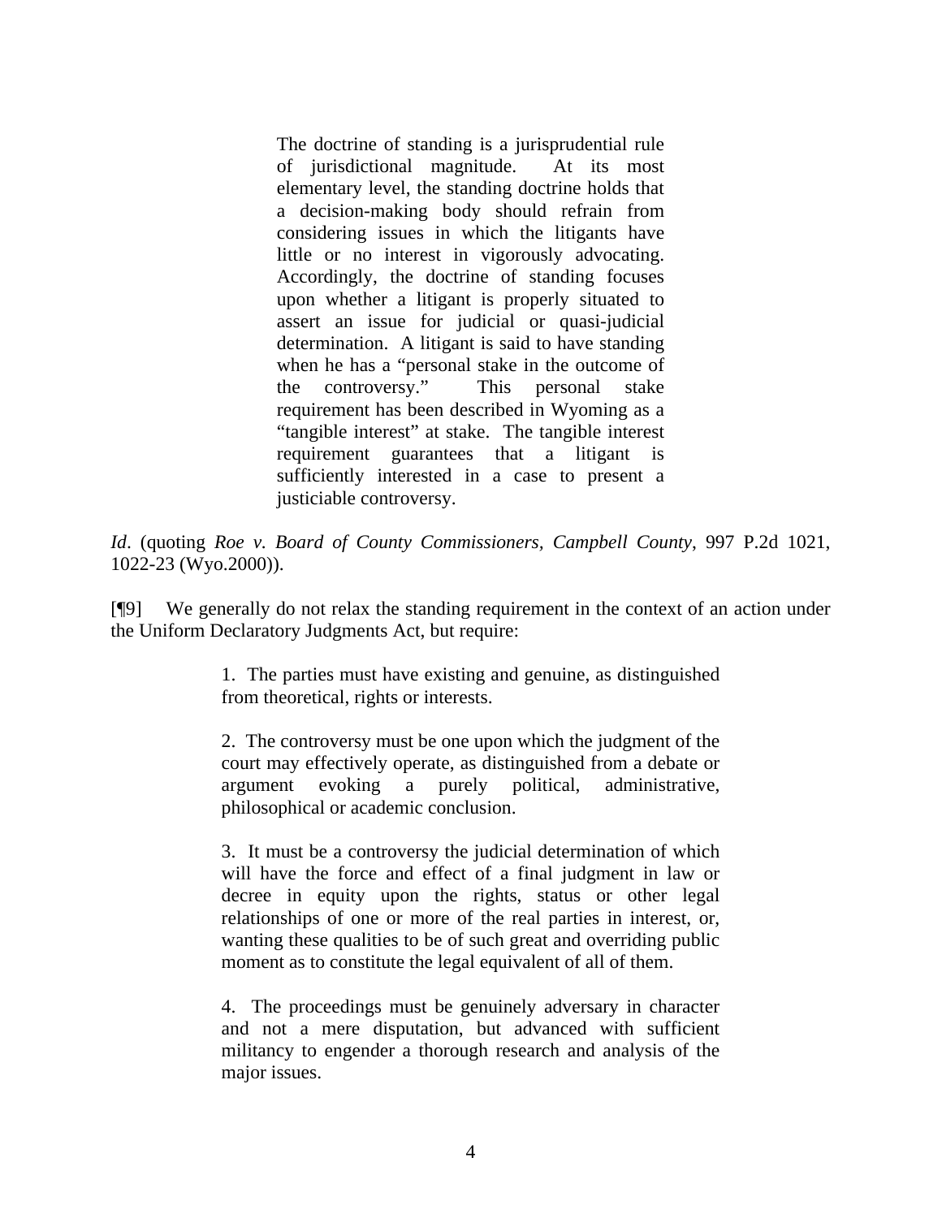> The doctrine of standing is a jurisprudential rule of jurisdictional magnitude. At its most elementary level, the standing doctrine holds that a decision-making body should refrain from considering issues in which the litigants have little or no interest in vigorously advocating. Accordingly, the doctrine of standing focuses upon whether a litigant is properly situated to assert an issue for judicial or quasi-judicial determination. A litigant is said to have standing when he has a "personal stake in the outcome of the controversy." This personal stake requirement has been described in Wyoming as a "tangible interest" at stake. The tangible interest requirement guarantees that a litigant is sufficiently interested in a case to present a justiciable controversy.

*Id*. (quoting *Roe v. Board of County Commissioners, Campbell County*, 997 P.2d 1021, 1022-23 (Wyo.2000)).

[¶9] We generally do not relax the standing requirement in the context of an action under the Uniform Declaratory Judgments Act, but require:

> 1. The parties must have existing and genuine, as distinguished from theoretical, rights or interests.
>
> 2. The controversy must be one upon which the judgment of the court may effectively operate, as distinguished from a debate or argument evoking a purely political, administrative, philosophical or academic conclusion.
>
> 3. It must be a controversy the judicial determination of which will have the force and effect of a final judgment in law or decree in equity upon the rights, status or other legal relationships of one or more of the real parties in interest, or, wanting these qualities to be of such great and overriding public moment as to constitute the legal equivalent of all of them.
>
> 4. The proceedings must be genuinely adversary in character and not a mere disputation, but advanced with sufficient militancy to engender a thorough research and analysis of the major issues.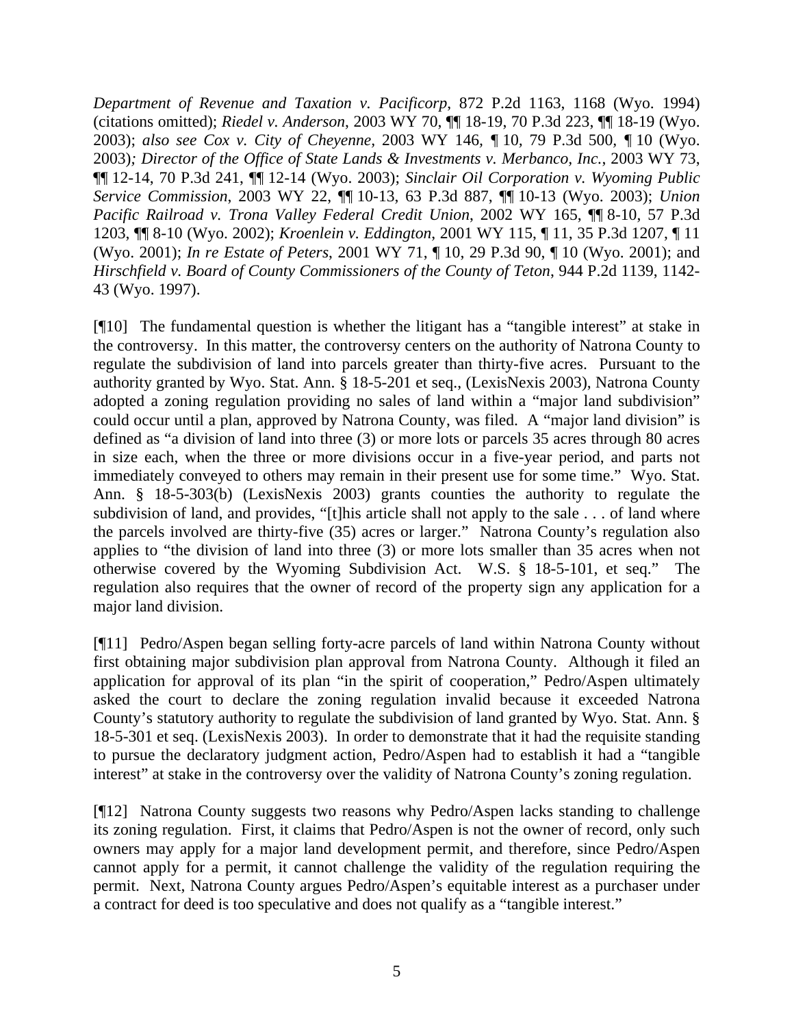*Department of Revenue and Taxation v. Pacificorp*, 872 P.2d 1163, 1168 (Wyo. 1994) (citations omitted); *Riedel v. Anderson*, 2003 WY 70, ¶¶ 18-19, 70 P.3d 223, ¶¶ 18-19 (Wyo. 2003); *also see Cox v. City of Cheyenne*, 2003 WY 146, ¶ 10, 79 P.3d 500, ¶ 10 (Wyo. 2003)*; Director of the Office of State Lands & Investments v. Merbanco, Inc.*, 2003 WY 73, ¶¶ 12-14, 70 P.3d 241, ¶¶ 12-14 (Wyo. 2003); *Sinclair Oil Corporation v. Wyoming Public Service Commission*, 2003 WY 22, ¶¶ 10-13, 63 P.3d 887, ¶¶ 10-13 (Wyo. 2003); *Union Pacific Railroad v. Trona Valley Federal Credit Union*, 2002 WY 165, ¶¶ 8-10, 57 P.3d 1203, ¶¶ 8-10 (Wyo. 2002); *Kroenlein v. Eddington*, 2001 WY 115, ¶ 11, 35 P.3d 1207, ¶ 11 (Wyo. 2001); *In re Estate of Peters*, 2001 WY 71, ¶ 10, 29 P.3d 90, ¶ 10 (Wyo. 2001); and *Hirschfield v. Board of County Commissioners of the County of Teton*, 944 P.2d 1139, 1142-43 (Wyo. 1997).

[¶10] The fundamental question is whether the litigant has a "tangible interest" at stake in the controversy. In this matter, the controversy centers on the authority of Natrona County to regulate the subdivision of land into parcels greater than thirty-five acres. Pursuant to the authority granted by Wyo. Stat. Ann. § 18-5-201 et seq., (LexisNexis 2003), Natrona County adopted a zoning regulation providing no sales of land within a "major land subdivision" could occur until a plan, approved by Natrona County, was filed. A "major land division" is defined as "a division of land into three (3) or more lots or parcels 35 acres through 80 acres in size each, when the three or more divisions occur in a five-year period, and parts not immediately conveyed to others may remain in their present use for some time." Wyo. Stat. Ann. § 18-5-303(b) (LexisNexis 2003) grants counties the authority to regulate the subdivision of land, and provides, "[t]his article shall not apply to the sale . . . of land where the parcels involved are thirty-five (35) acres or larger." Natrona County's regulation also applies to "the division of land into three (3) or more lots smaller than 35 acres when not otherwise covered by the Wyoming Subdivision Act. W.S. § 18-5-101, et seq." The regulation also requires that the owner of record of the property sign any application for a major land division.

[¶11] Pedro/Aspen began selling forty-acre parcels of land within Natrona County without first obtaining major subdivision plan approval from Natrona County. Although it filed an application for approval of its plan "in the spirit of cooperation," Pedro/Aspen ultimately asked the court to declare the zoning regulation invalid because it exceeded Natrona County's statutory authority to regulate the subdivision of land granted by Wyo. Stat. Ann. § 18-5-301 et seq. (LexisNexis 2003). In order to demonstrate that it had the requisite standing to pursue the declaratory judgment action, Pedro/Aspen had to establish it had a "tangible interest" at stake in the controversy over the validity of Natrona County's zoning regulation.

[¶12] Natrona County suggests two reasons why Pedro/Aspen lacks standing to challenge its zoning regulation. First, it claims that Pedro/Aspen is not the owner of record, only such owners may apply for a major land development permit, and therefore, since Pedro/Aspen cannot apply for a permit, it cannot challenge the validity of the regulation requiring the permit. Next, Natrona County argues Pedro/Aspen's equitable interest as a purchaser under a contract for deed is too speculative and does not qualify as a "tangible interest."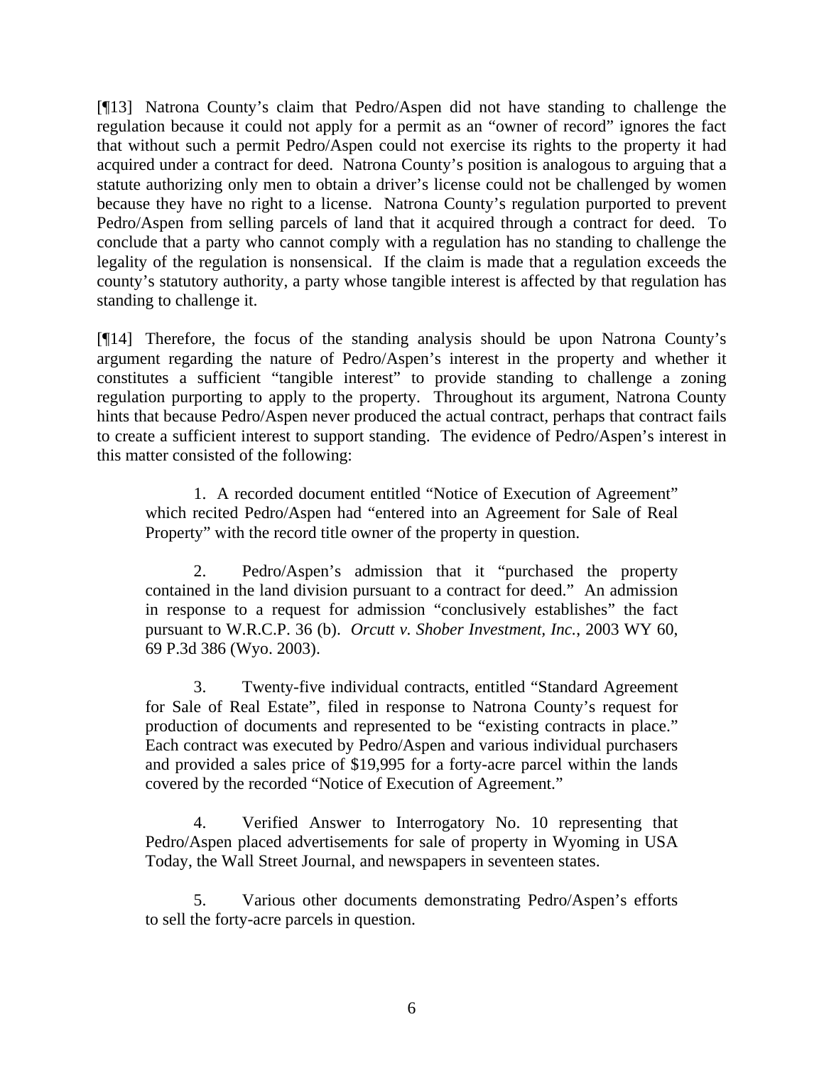[¶13] Natrona County's claim that Pedro/Aspen did not have standing to challenge the regulation because it could not apply for a permit as an "owner of record" ignores the fact that without such a permit Pedro/Aspen could not exercise its rights to the property it had acquired under a contract for deed. Natrona County's position is analogous to arguing that a statute authorizing only men to obtain a driver's license could not be challenged by women because they have no right to a license. Natrona County's regulation purported to prevent Pedro/Aspen from selling parcels of land that it acquired through a contract for deed. To conclude that a party who cannot comply with a regulation has no standing to challenge the legality of the regulation is nonsensical. If the claim is made that a regulation exceeds the county's statutory authority, a party whose tangible interest is affected by that regulation has standing to challenge it.

[¶14] Therefore, the focus of the standing analysis should be upon Natrona County's argument regarding the nature of Pedro/Aspen's interest in the property and whether it constitutes a sufficient "tangible interest" to provide standing to challenge a zoning regulation purporting to apply to the property. Throughout its argument, Natrona County hints that because Pedro/Aspen never produced the actual contract, perhaps that contract fails to create a sufficient interest to support standing. The evidence of Pedro/Aspen's interest in this matter consisted of the following:

> 1. A recorded document entitled "Notice of Execution of Agreement" which recited Pedro/Aspen had "entered into an Agreement for Sale of Real Property" with the record title owner of the property in question.
>
> 2. Pedro/Aspen's admission that it "purchased the property contained in the land division pursuant to a contract for deed." An admission in response to a request for admission "conclusively establishes" the fact pursuant to W.R.C.P. 36 (b). *Orcutt v. Shober Investment, Inc.*, 2003 WY 60, 69 P.3d 386 (Wyo. 2003).
>
> 3. Twenty-five individual contracts, entitled "Standard Agreement for Sale of Real Estate", filed in response to Natrona County's request for production of documents and represented to be "existing contracts in place." Each contract was executed by Pedro/Aspen and various individual purchasers and provided a sales price of $19,995 for a forty-acre parcel within the lands covered by the recorded "Notice of Execution of Agreement."
>
> 4. Verified Answer to Interrogatory No. 10 representing that Pedro/Aspen placed advertisements for sale of property in Wyoming in USA Today, the Wall Street Journal, and newspapers in seventeen states.
>
> 5. Various other documents demonstrating Pedro/Aspen's efforts to sell the forty-acre parcels in question.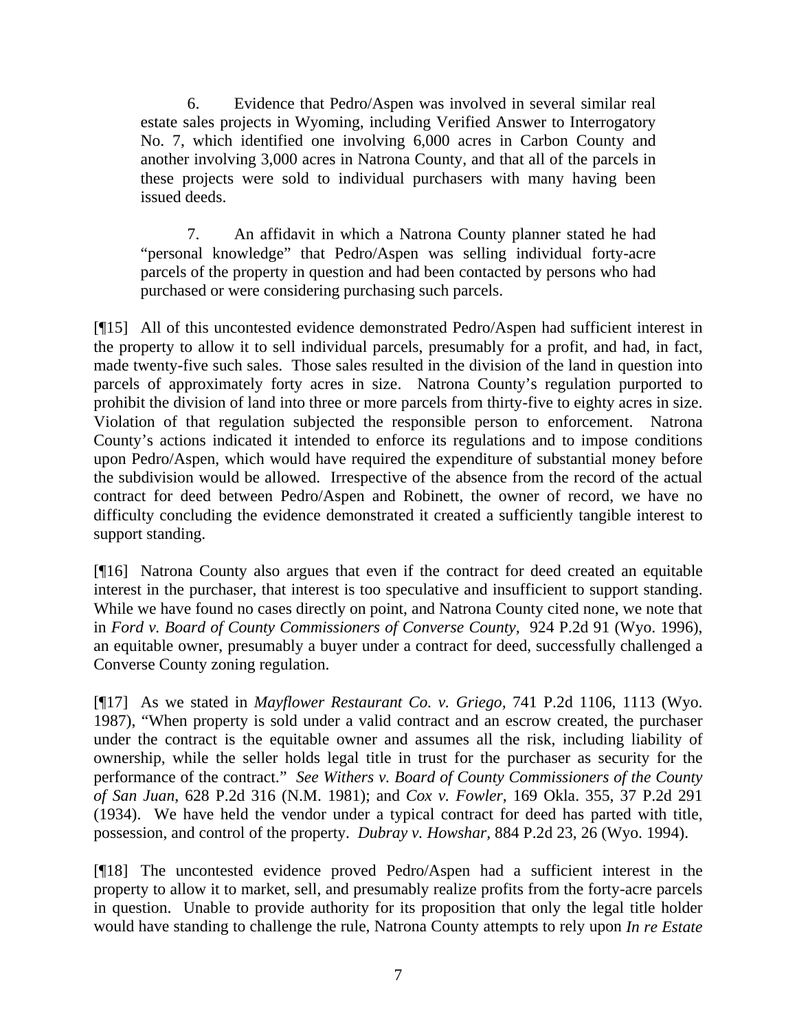> 6. Evidence that Pedro/Aspen was involved in several similar real estate sales projects in Wyoming, including Verified Answer to Interrogatory No. 7, which identified one involving 6,000 acres in Carbon County and another involving 3,000 acres in Natrona County, and that all of the parcels in these projects were sold to individual purchasers with many having been issued deeds.
>
> 7. An affidavit in which a Natrona County planner stated he had "personal knowledge" that Pedro/Aspen was selling individual forty-acre parcels of the property in question and had been contacted by persons who had purchased or were considering purchasing such parcels.

[¶15] All of this uncontested evidence demonstrated Pedro/Aspen had sufficient interest in the property to allow it to sell individual parcels, presumably for a profit, and had, in fact, made twenty-five such sales. Those sales resulted in the division of the land in question into parcels of approximately forty acres in size. Natrona County's regulation purported to prohibit the division of land into three or more parcels from thirty-five to eighty acres in size. Violation of that regulation subjected the responsible person to enforcement. Natrona County's actions indicated it intended to enforce its regulations and to impose conditions upon Pedro/Aspen, which would have required the expenditure of substantial money before the subdivision would be allowed. Irrespective of the absence from the record of the actual contract for deed between Pedro/Aspen and Robinett, the owner of record, we have no difficulty concluding the evidence demonstrated it created a sufficiently tangible interest to support standing.

[¶16] Natrona County also argues that even if the contract for deed created an equitable interest in the purchaser, that interest is too speculative and insufficient to support standing. While we have found no cases directly on point, and Natrona County cited none, we note that in *Ford v. Board of County Commissioners of Converse County,* 924 P.2d 91 (Wyo. 1996), an equitable owner, presumably a buyer under a contract for deed, successfully challenged a Converse County zoning regulation.

[¶17] As we stated in *Mayflower Restaurant Co. v. Griego*, 741 P.2d 1106, 1113 (Wyo. 1987), "When property is sold under a valid contract and an escrow created, the purchaser under the contract is the equitable owner and assumes all the risk, including liability of ownership, while the seller holds legal title in trust for the purchaser as security for the performance of the contract." *See Withers v. Board of County Commissioners of the County of San Juan*, 628 P.2d 316 (N.M. 1981); and *Cox v. Fowler*, 169 Okla. 355, 37 P.2d 291 (1934). We have held the vendor under a typical contract for deed has parted with title, possession, and control of the property. *Dubray v. Howshar*, 884 P.2d 23, 26 (Wyo. 1994).

[¶18] The uncontested evidence proved Pedro/Aspen had a sufficient interest in the property to allow it to market, sell, and presumably realize profits from the forty-acre parcels in question. Unable to provide authority for its proposition that only the legal title holder would have standing to challenge the rule, Natrona County attempts to rely upon *In re Estate*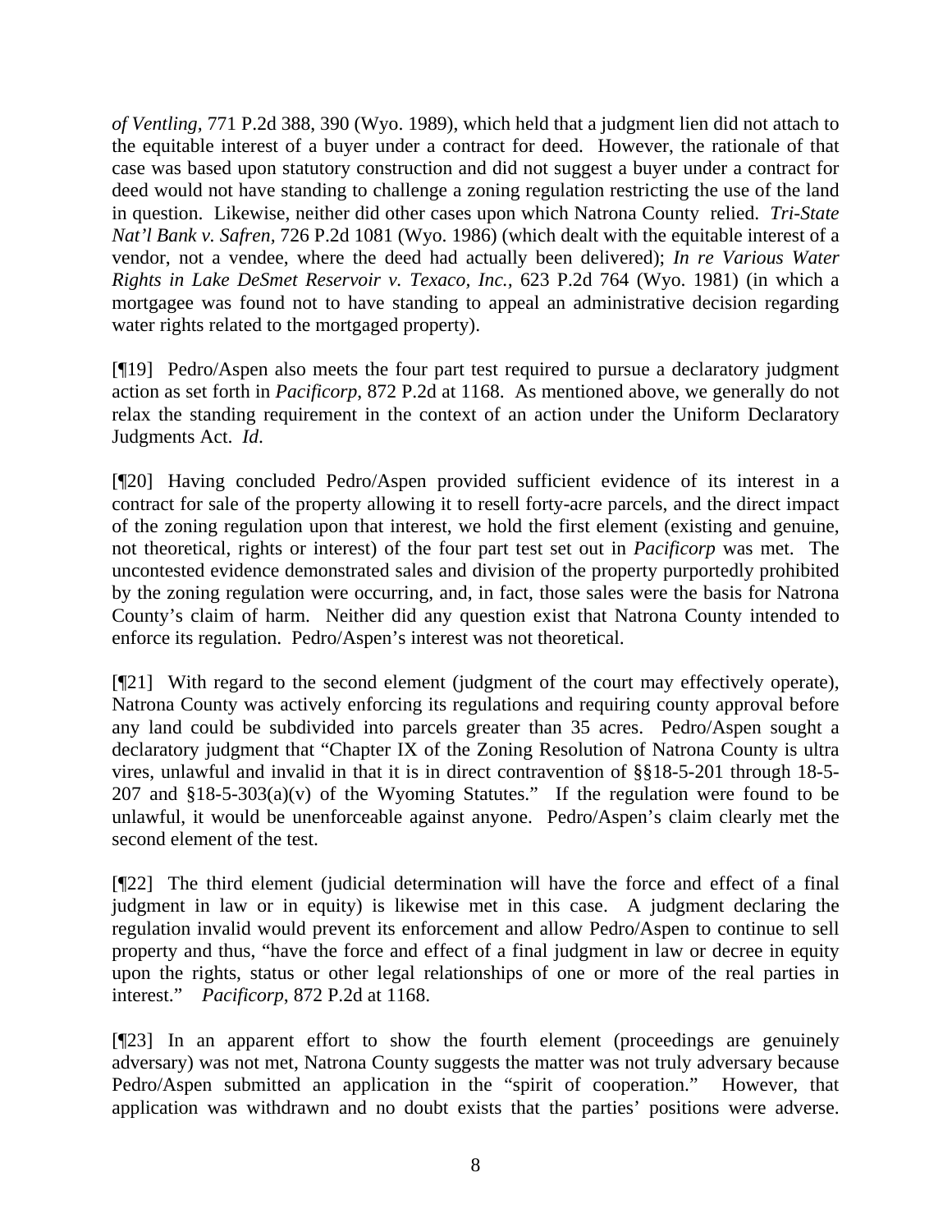*of Ventling,* 771 P.2d 388, 390 (Wyo. 1989), which held that a judgment lien did not attach to the equitable interest of a buyer under a contract for deed. However, the rationale of that case was based upon statutory construction and did not suggest a buyer under a contract for deed would not have standing to challenge a zoning regulation restricting the use of the land in question. Likewise, neither did other cases upon which Natrona County relied. *Tri-State Nat'l Bank v. Safren,* 726 P.2d 1081 (Wyo. 1986) (which dealt with the equitable interest of a vendor, not a vendee, where the deed had actually been delivered); *In re Various Water Rights in Lake DeSmet Reservoir v. Texaco, Inc.,* 623 P.2d 764 (Wyo. 1981) (in which a mortgagee was found not to have standing to appeal an administrative decision regarding water rights related to the mortgaged property).

[¶19] Pedro/Aspen also meets the four part test required to pursue a declaratory judgment action as set forth in *Pacificorp*, 872 P.2d at 1168. As mentioned above, we generally do not relax the standing requirement in the context of an action under the Uniform Declaratory Judgments Act. *Id*.

[¶20] Having concluded Pedro/Aspen provided sufficient evidence of its interest in a contract for sale of the property allowing it to resell forty-acre parcels, and the direct impact of the zoning regulation upon that interest, we hold the first element (existing and genuine, not theoretical, rights or interest) of the four part test set out in *Pacificorp* was met. The uncontested evidence demonstrated sales and division of the property purportedly prohibited by the zoning regulation were occurring, and, in fact, those sales were the basis for Natrona County's claim of harm. Neither did any question exist that Natrona County intended to enforce its regulation. Pedro/Aspen's interest was not theoretical.

[¶21] With regard to the second element (judgment of the court may effectively operate), Natrona County was actively enforcing its regulations and requiring county approval before any land could be subdivided into parcels greater than 35 acres. Pedro/Aspen sought a declaratory judgment that "Chapter IX of the Zoning Resolution of Natrona County is ultra vires, unlawful and invalid in that it is in direct contravention of §§18-5-201 through 18-5-207 and §18-5-303(a)(v) of the Wyoming Statutes." If the regulation were found to be unlawful, it would be unenforceable against anyone. Pedro/Aspen's claim clearly met the second element of the test.

[¶22] The third element (judicial determination will have the force and effect of a final judgment in law or in equity) is likewise met in this case. A judgment declaring the regulation invalid would prevent its enforcement and allow Pedro/Aspen to continue to sell property and thus, "have the force and effect of a final judgment in law or decree in equity upon the rights, status or other legal relationships of one or more of the real parties in interest." *Pacificorp*, 872 P.2d at 1168.

[¶23] In an apparent effort to show the fourth element (proceedings are genuinely adversary) was not met, Natrona County suggests the matter was not truly adversary because Pedro/Aspen submitted an application in the "spirit of cooperation." However, that application was withdrawn and no doubt exists that the parties' positions were adverse.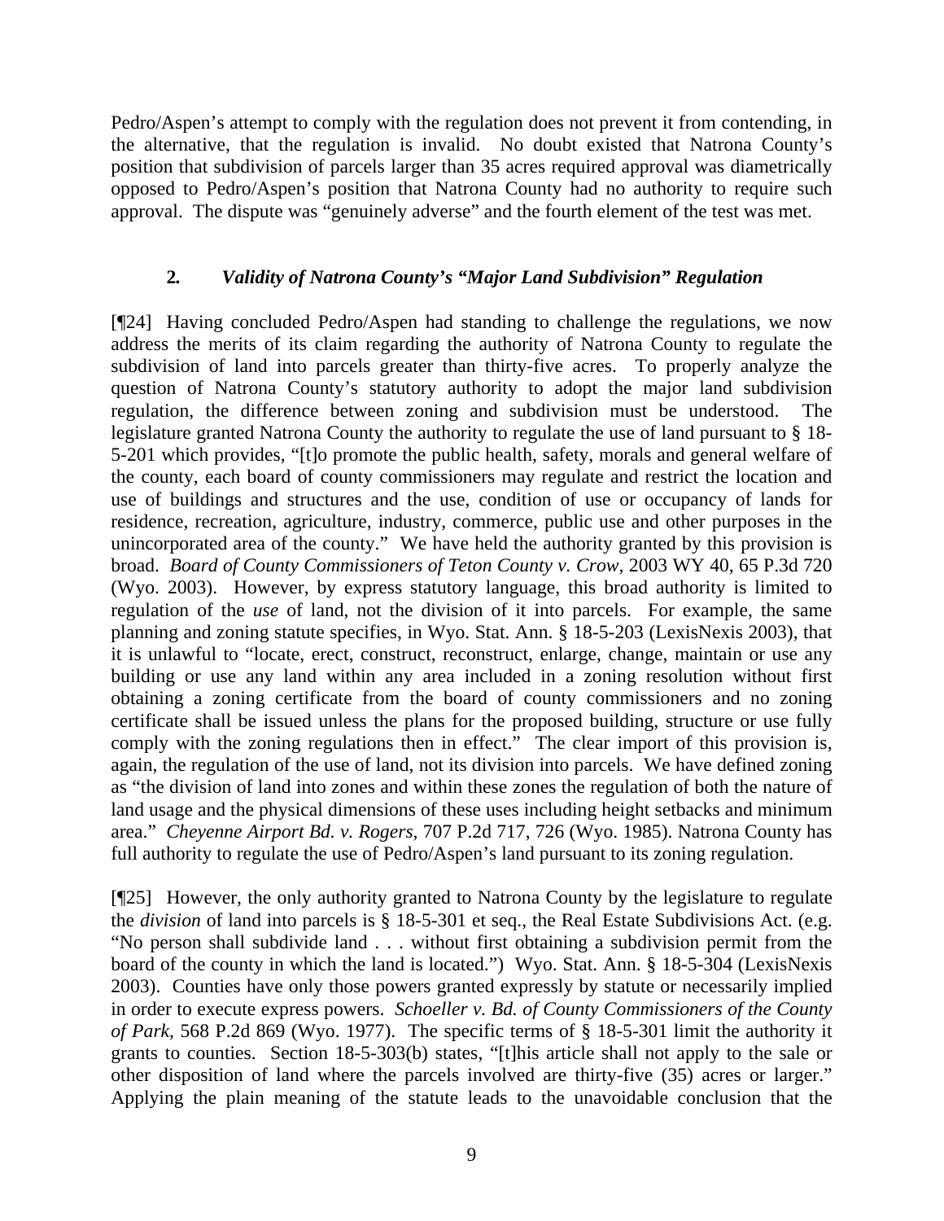Pedro/Aspen's attempt to comply with the regulation does not prevent it from contending, in the alternative, that the regulation is invalid. No doubt existed that Natrona County's position that subdivision of parcels larger than 35 acres required approval was diametrically opposed to Pedro/Aspen's position that Natrona County had no authority to require such approval. The dispute was "genuinely adverse" and the fourth element of the test was met.

### 2. *Validity of Natrona County's "Major Land Subdivision" Regulation*

[¶24] Having concluded Pedro/Aspen had standing to challenge the regulations, we now address the merits of its claim regarding the authority of Natrona County to regulate the subdivision of land into parcels greater than thirty-five acres. To properly analyze the question of Natrona County's statutory authority to adopt the major land subdivision regulation, the difference between zoning and subdivision must be understood. The legislature granted Natrona County the authority to regulate the use of land pursuant to § 18-5-201 which provides, "[t]o promote the public health, safety, morals and general welfare of the county, each board of county commissioners may regulate and restrict the location and use of buildings and structures and the use, condition of use or occupancy of lands for residence, recreation, agriculture, industry, commerce, public use and other purposes in the unincorporated area of the county." We have held the authority granted by this provision is broad. *Board of County Commissioners of Teton County v. Crow*, 2003 WY 40, 65 P.3d 720 (Wyo. 2003). However, by express statutory language, this broad authority is limited to regulation of the *use* of land, not the division of it into parcels. For example, the same planning and zoning statute specifies, in Wyo. Stat. Ann. § 18-5-203 (LexisNexis 2003), that it is unlawful to "locate, erect, construct, reconstruct, enlarge, change, maintain or use any building or use any land within any area included in a zoning resolution without first obtaining a zoning certificate from the board of county commissioners and no zoning certificate shall be issued unless the plans for the proposed building, structure or use fully comply with the zoning regulations then in effect." The clear import of this provision is, again, the regulation of the use of land, not its division into parcels. We have defined zoning as "the division of land into zones and within these zones the regulation of both the nature of land usage and the physical dimensions of these uses including height setbacks and minimum area." *Cheyenne Airport Bd. v. Rogers*, 707 P.2d 717, 726 (Wyo. 1985). Natrona County has full authority to regulate the use of Pedro/Aspen's land pursuant to its zoning regulation.

[¶25] However, the only authority granted to Natrona County by the legislature to regulate the *division* of land into parcels is § 18-5-301 et seq., the Real Estate Subdivisions Act. (e.g. "No person shall subdivide land . . . without first obtaining a subdivision permit from the board of the county in which the land is located.") Wyo. Stat. Ann. § 18-5-304 (LexisNexis 2003). Counties have only those powers granted expressly by statute or necessarily implied in order to execute express powers. *Schoeller v. Bd. of County Commissioners of the County of Park*, 568 P.2d 869 (Wyo. 1977). The specific terms of § 18-5-301 limit the authority it grants to counties. Section 18-5-303(b) states, "[t]his article shall not apply to the sale or other disposition of land where the parcels involved are thirty-five (35) acres or larger." Applying the plain meaning of the statute leads to the unavoidable conclusion that the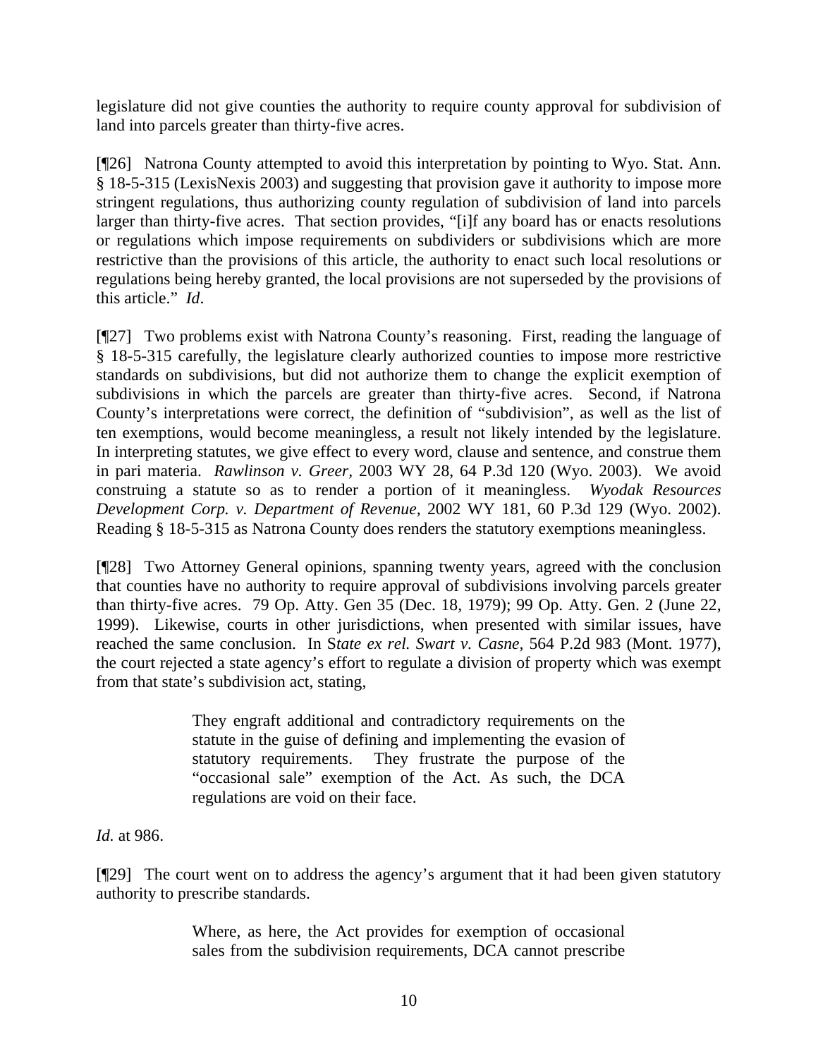legislature did not give counties the authority to require county approval for subdivision of land into parcels greater than thirty-five acres.

[¶26] Natrona County attempted to avoid this interpretation by pointing to Wyo. Stat. Ann. § 18-5-315 (LexisNexis 2003) and suggesting that provision gave it authority to impose more stringent regulations, thus authorizing county regulation of subdivision of land into parcels larger than thirty-five acres. That section provides, "[i]f any board has or enacts resolutions or regulations which impose requirements on subdividers or subdivisions which are more restrictive than the provisions of this article, the authority to enact such local resolutions or regulations being hereby granted, the local provisions are not superseded by the provisions of this article." *Id*.

[¶27] Two problems exist with Natrona County's reasoning. First, reading the language of § 18-5-315 carefully, the legislature clearly authorized counties to impose more restrictive standards on subdivisions, but did not authorize them to change the explicit exemption of subdivisions in which the parcels are greater than thirty-five acres. Second, if Natrona County's interpretations were correct, the definition of "subdivision", as well as the list of ten exemptions, would become meaningless, a result not likely intended by the legislature. In interpreting statutes, we give effect to every word, clause and sentence, and construe them in pari materia. *Rawlinson v. Greer,* 2003 WY 28, 64 P.3d 120 (Wyo. 2003). We avoid construing a statute so as to render a portion of it meaningless. *Wyodak Resources Development Corp. v. Department of Revenue,* 2002 WY 181, 60 P.3d 129 (Wyo. 2002). Reading § 18-5-315 as Natrona County does renders the statutory exemptions meaningless.

[¶28] Two Attorney General opinions, spanning twenty years, agreed with the conclusion that counties have no authority to require approval of subdivisions involving parcels greater than thirty-five acres. 79 Op. Atty. Gen 35 (Dec. 18, 1979); 99 Op. Atty. Gen. 2 (June 22, 1999). Likewise, courts in other jurisdictions, when presented with similar issues, have reached the same conclusion. In S*tate ex rel. Swart v. Casne,* 564 P.2d 983 (Mont. 1977), the court rejected a state agency's effort to regulate a division of property which was exempt from that state's subdivision act, stating,

> They engraft additional and contradictory requirements on the statute in the guise of defining and implementing the evasion of statutory requirements. They frustrate the purpose of the "occasional sale" exemption of the Act. As such, the DCA regulations are void on their face.

*Id.* at 986.

[¶29] The court went on to address the agency's argument that it had been given statutory authority to prescribe standards.

> Where, as here, the Act provides for exemption of occasional sales from the subdivision requirements, DCA cannot prescribe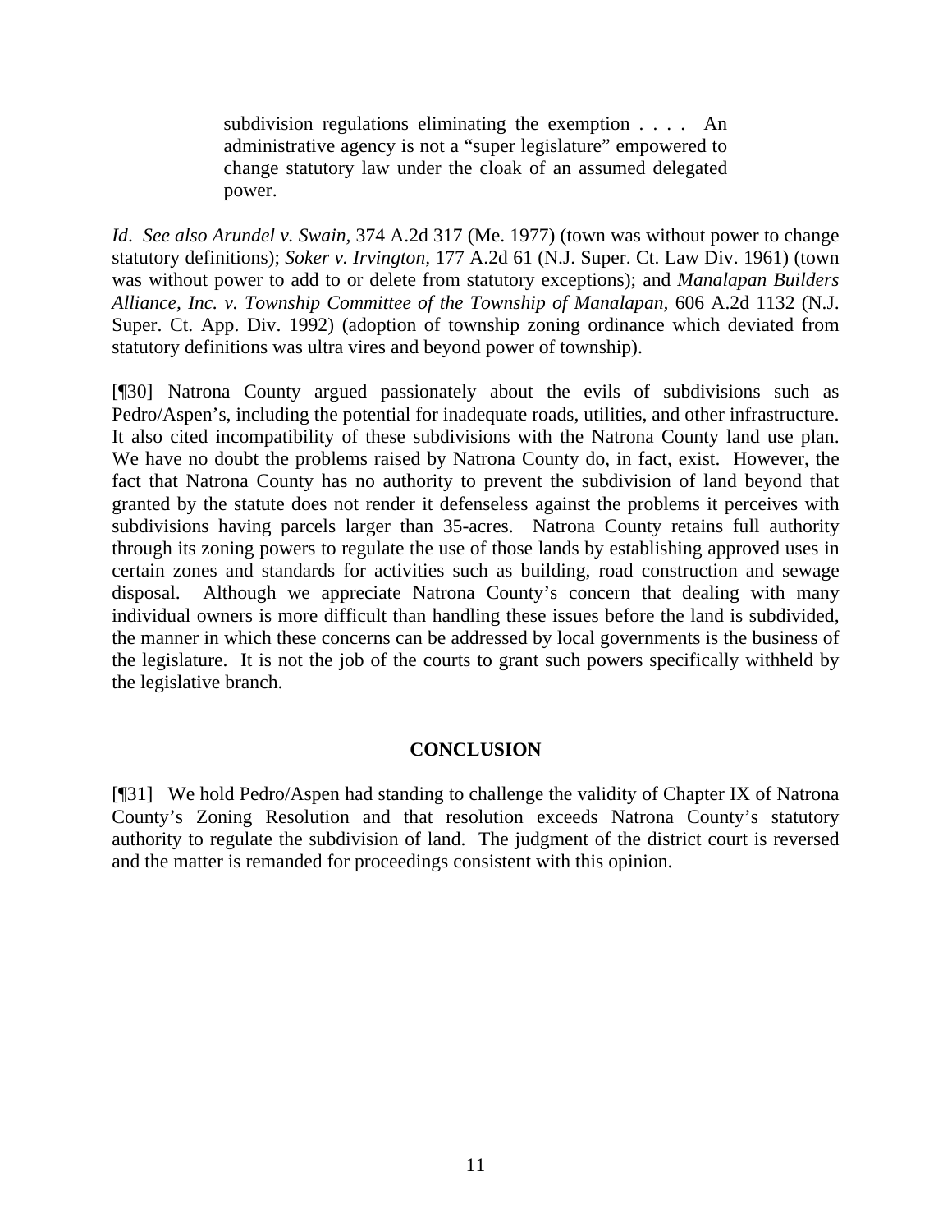> subdivision regulations eliminating the exemption . . . . An administrative agency is not a "super legislature" empowered to change statutory law under the cloak of an assumed delegated power.

*Id*. *See also Arundel v. Swain*, 374 A.2d 317 (Me. 1977) (town was without power to change statutory definitions); *Soker v. Irvington*, 177 A.2d 61 (N.J. Super. Ct. Law Div. 1961) (town was without power to add to or delete from statutory exceptions); and *Manalapan Builders Alliance, Inc. v. Township Committee of the Township of Manalapan*, 606 A.2d 1132 (N.J. Super. Ct. App. Div. 1992) (adoption of township zoning ordinance which deviated from statutory definitions was ultra vires and beyond power of township).

[¶30] Natrona County argued passionately about the evils of subdivisions such as Pedro/Aspen's, including the potential for inadequate roads, utilities, and other infrastructure. It also cited incompatibility of these subdivisions with the Natrona County land use plan. We have no doubt the problems raised by Natrona County do, in fact, exist. However, the fact that Natrona County has no authority to prevent the subdivision of land beyond that granted by the statute does not render it defenseless against the problems it perceives with subdivisions having parcels larger than 35-acres. Natrona County retains full authority through its zoning powers to regulate the use of those lands by establishing approved uses in certain zones and standards for activities such as building, road construction and sewage disposal. Although we appreciate Natrona County's concern that dealing with many individual owners is more difficult than handling these issues before the land is subdivided, the manner in which these concerns can be addressed by local governments is the business of the legislature. It is not the job of the courts to grant such powers specifically withheld by the legislative branch.

## CONCLUSION

[¶31] We hold Pedro/Aspen had standing to challenge the validity of Chapter IX of Natrona County's Zoning Resolution and that resolution exceeds Natrona County's statutory authority to regulate the subdivision of land. The judgment of the district court is reversed and the matter is remanded for proceedings consistent with this opinion.